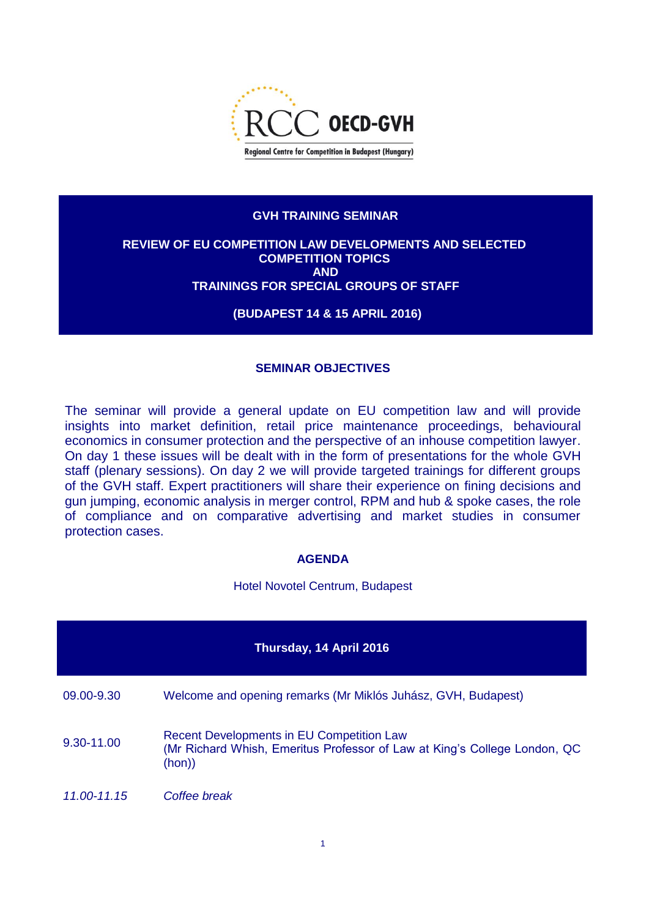RCC OECD-GVH

Regional Centre for Competition in Budapest (Hungary)

# GVH TRAINING SEMINAR

## REVIEW OF EU COMPETITION LAW DEVELOPMENTS AND SELECTED COMPETITION TOPICS AND TRAININGS FOR SPECIAL GROUPS OF STAFF

**(BUDAPEST 14 & 15 APRIL 2016)**

## SEMINAR OBJECTIVES

The seminar will provide a general update on EU competition law and will provide insights into market definition, retail price maintenance proceedings, behavioural economics in consumer protection and the perspective of an inhouse competition lawyer. On day 1 these issues will be dealt with in the form of presentations for the whole GVH staff (plenary sessions). On day 2 we will provide targeted trainings for different groups of the GVH staff. Expert practitioners will share their experience on fining decisions and gun jumping, economic analysis in merger control, RPM and hub & spoke cases, the role of compliance and on comparative advertising and market studies in consumer protection cases.

## AGENDA

Hotel Novotel Centrum, Budapest

| Thursday, 14 April 2016 | |
|---|---|
| 09.00-9.30 | Welcome and opening remarks (Mr Miklós Juhász, GVH, Budapest) |
| 9.30-11.00 | Recent Developments in EU Competition Law<br>(Mr Richard Whish, Emeritus Professor of Law at King's College London, QC (hon)) |
| *11.00-11.15* | *Coffee break* |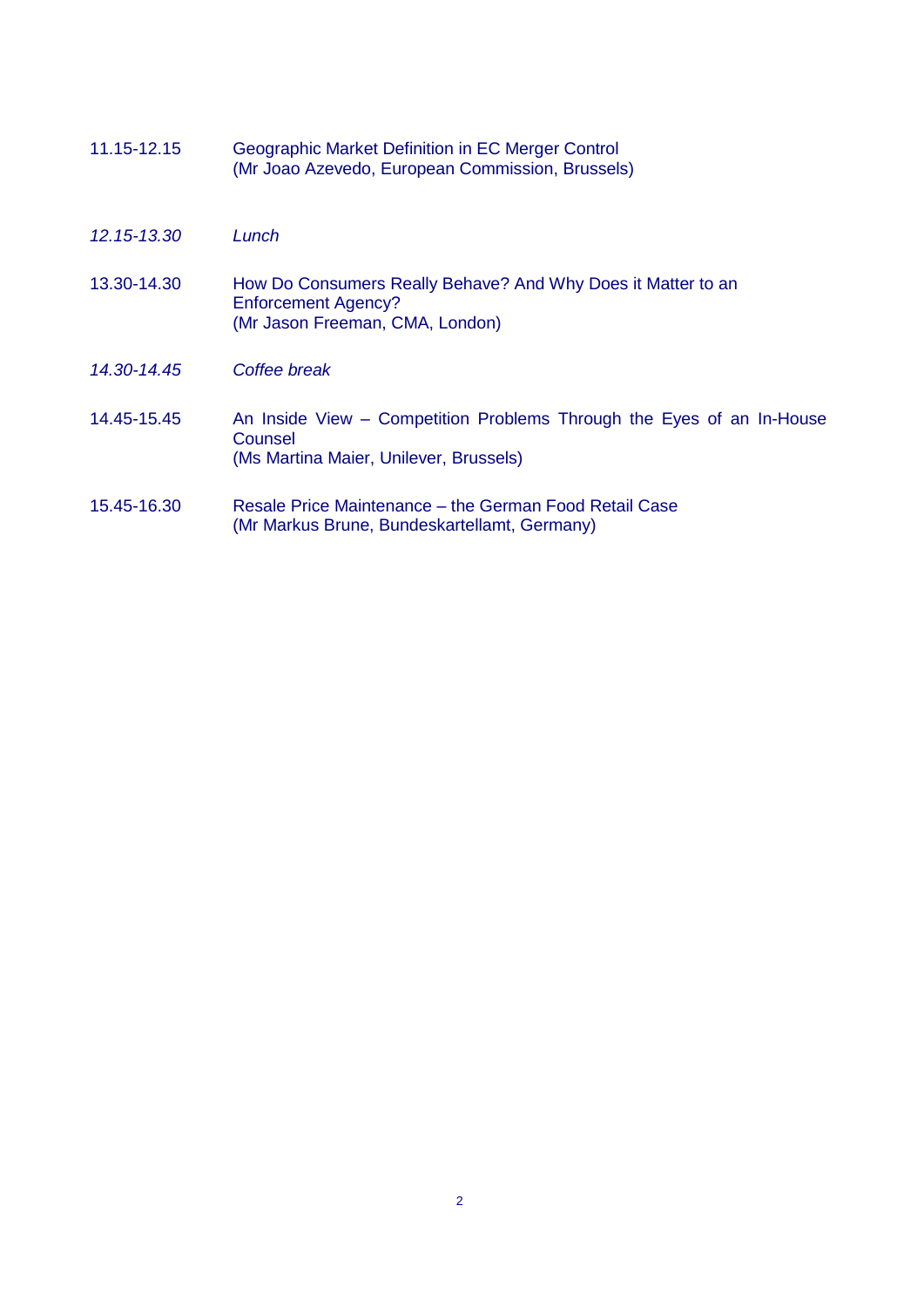| | |
|---|---|
| 11.15-12.15 | Geographic Market Definition in EC Merger Control<br>(Mr Joao Azevedo, European Commission, Brussels) |
| *12.15-13.30* | *Lunch* |
| 13.30-14.30 | How Do Consumers Really Behave? And Why Does it Matter to an Enforcement Agency?<br>(Mr Jason Freeman, CMA, London) |
| *14.30-14.45* | *Coffee break* |
| 14.45-15.45 | An Inside View – Competition Problems Through the Eyes of an In-House Counsel<br>(Ms Martina Maier, Unilever, Brussels) |
| 15.45-16.30 | Resale Price Maintenance – the German Food Retail Case<br>(Mr Markus Brune, Bundeskartellamt, Germany) |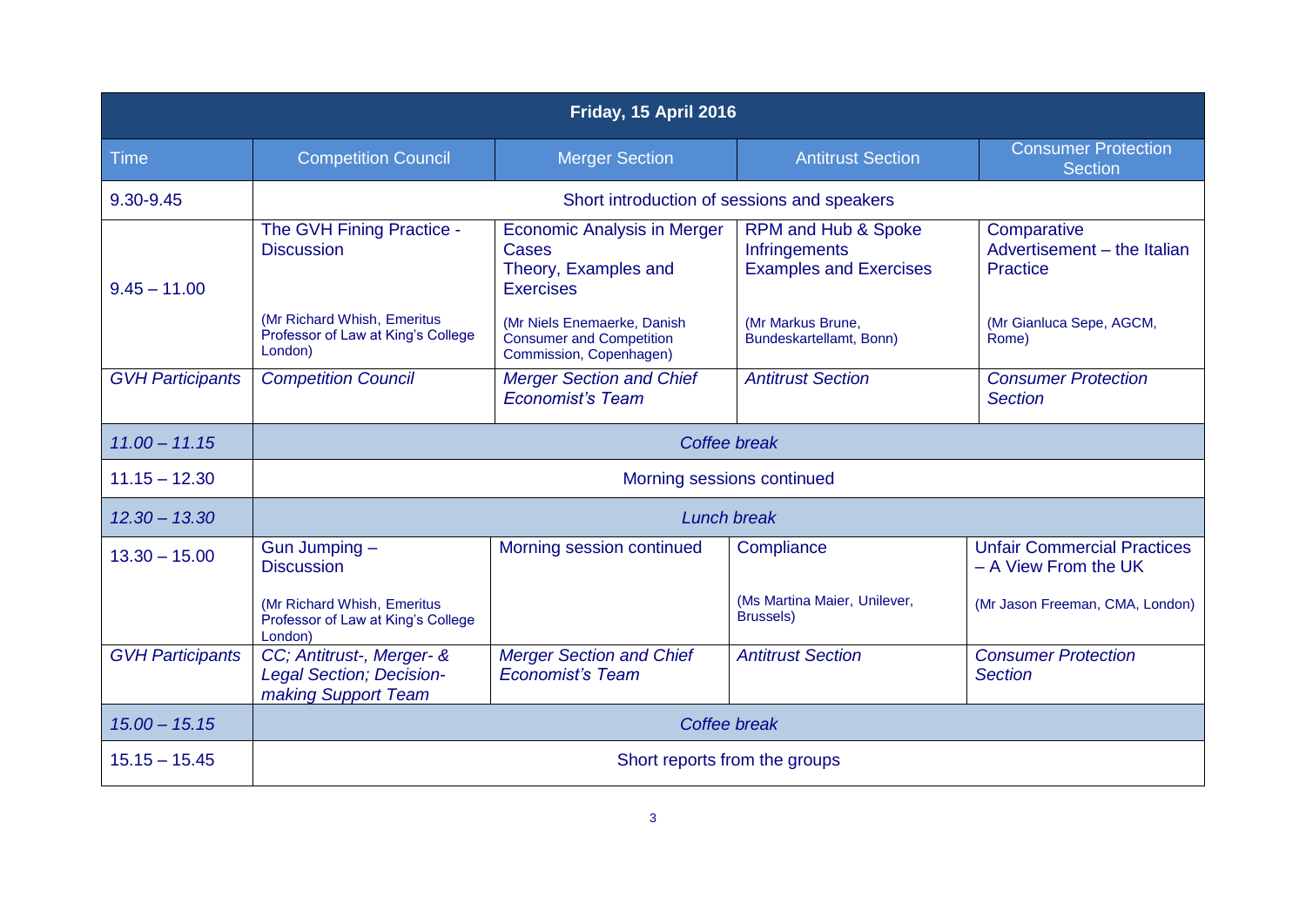| Friday, 15 April 2016 | | | | |
|---|---|---|---|---|
| Time | Competition Council | Merger Section | Antitrust Section | Consumer Protection Section |
| 9.30-9.45 | Short introduction of sessions and speakers | | | |
| 9.45 – 11.00 | The GVH Fining Practice - Discussion<br><br>(Mr Richard Whish, Emeritus Professor of Law at King's College London) | Economic Analysis in Merger Cases<br>Theory, Examples and Exercises<br><br>(Mr Niels Enemaerke, Danish Consumer and Competition Commission, Copenhagen) | RPM and Hub & Spoke Infringements<br>Examples and Exercises<br><br>(Mr Markus Brune, Bundeskartellamt, Bonn) | Comparative Advertisement – the Italian Practice<br><br>(Mr Gianluca Sepe, AGCM, Rome) |
| *GVH Participants* | *Competition Council* | *Merger Section and Chief Economist's Team* | *Antitrust Section* | *Consumer Protection Section* |
| *11.00 – 11.15* | *Coffee break* | | | |
| 11.15 – 12.30 | Morning sessions continued | | | |
| *12.30 – 13.30* | *Lunch break* | | | |
| 13.30 – 15.00 | Gun Jumping – Discussion<br><br>(Mr Richard Whish, Emeritus Professor of Law at King's College London) | Morning session continued | Compliance<br><br>(Ms Martina Maier, Unilever, Brussels) | Unfair Commercial Practices – A View From the UK<br><br>(Mr Jason Freeman, CMA, London) |
| *GVH Participants* | *CC; Antitrust-, Merger- & Legal Section; Decision-making Support Team* | *Merger Section and Chief Economist's Team* | *Antitrust Section* | *Consumer Protection Section* |
| *15.00 – 15.15* | *Coffee break* | | | |
| 15.15 – 15.45 | Short reports from the groups | | | |